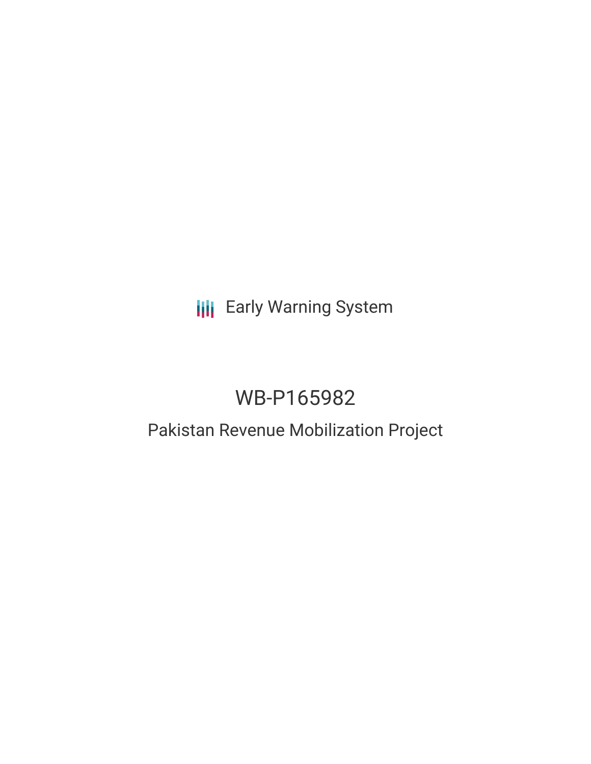Early Warning System

# WB-P165982

## Pakistan Revenue Mobilization Project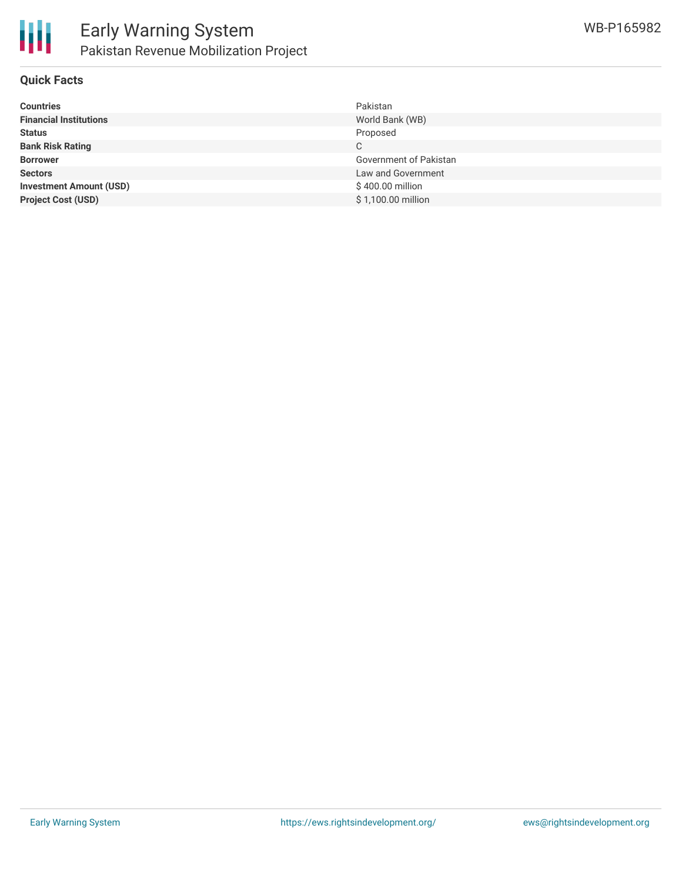## Quick Facts

| | |
|---|---|
| **Countries** | Pakistan |
| **Financial Institutions** | World Bank (WB) |
| **Status** | Proposed |
| **Bank Risk Rating** | C |
| **Borrower** | Government of Pakistan |
| **Sectors** | Law and Government |
| **Investment Amount (USD)** | $ 400.00 million |
| **Project Cost (USD)** | $ 1,100.00 million |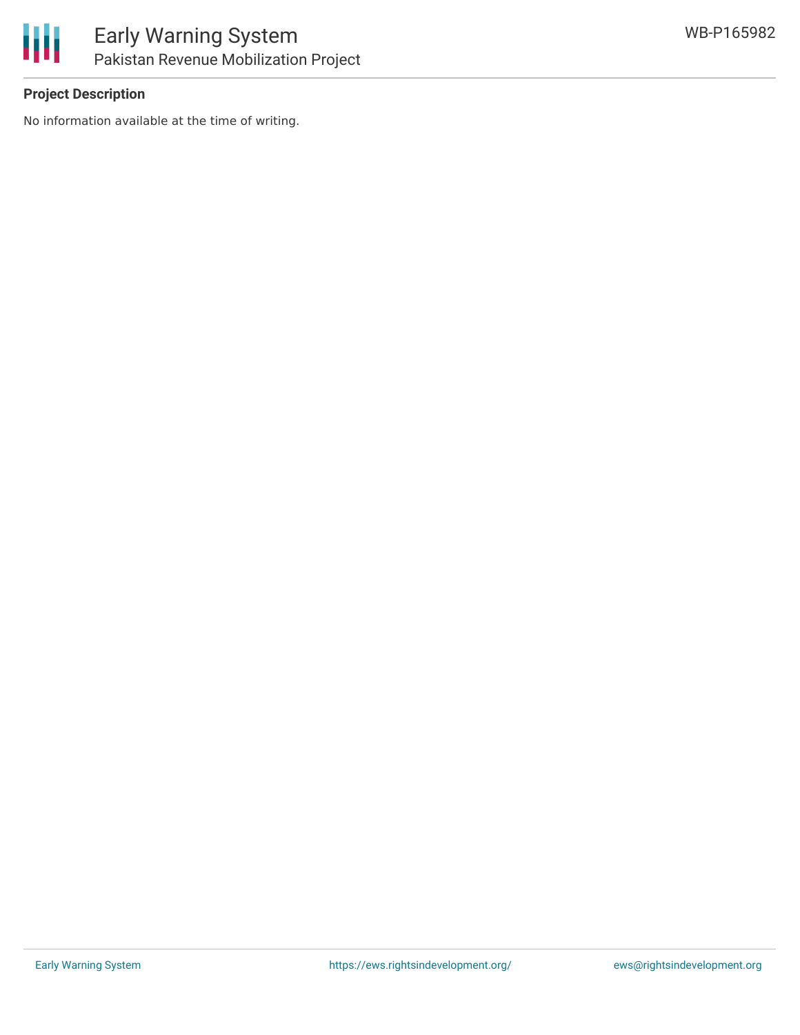**Project Description**

No information available at the time of writing.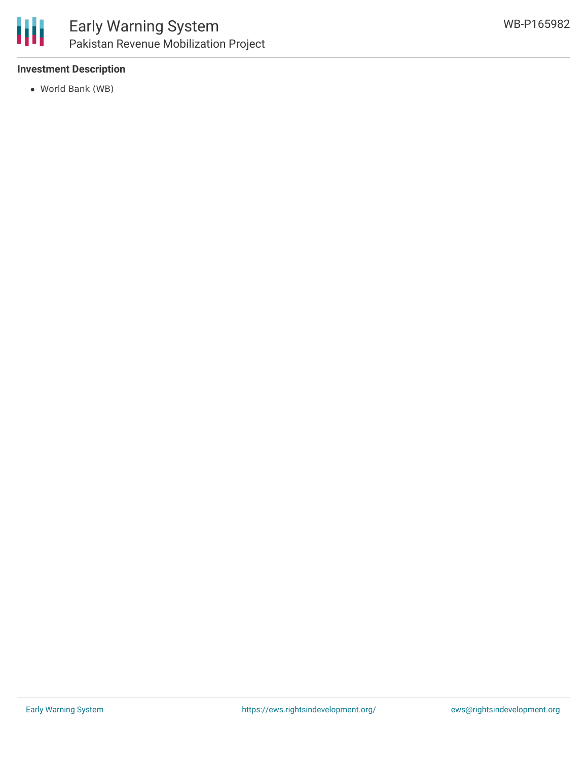**Investment Description**

- World Bank (WB)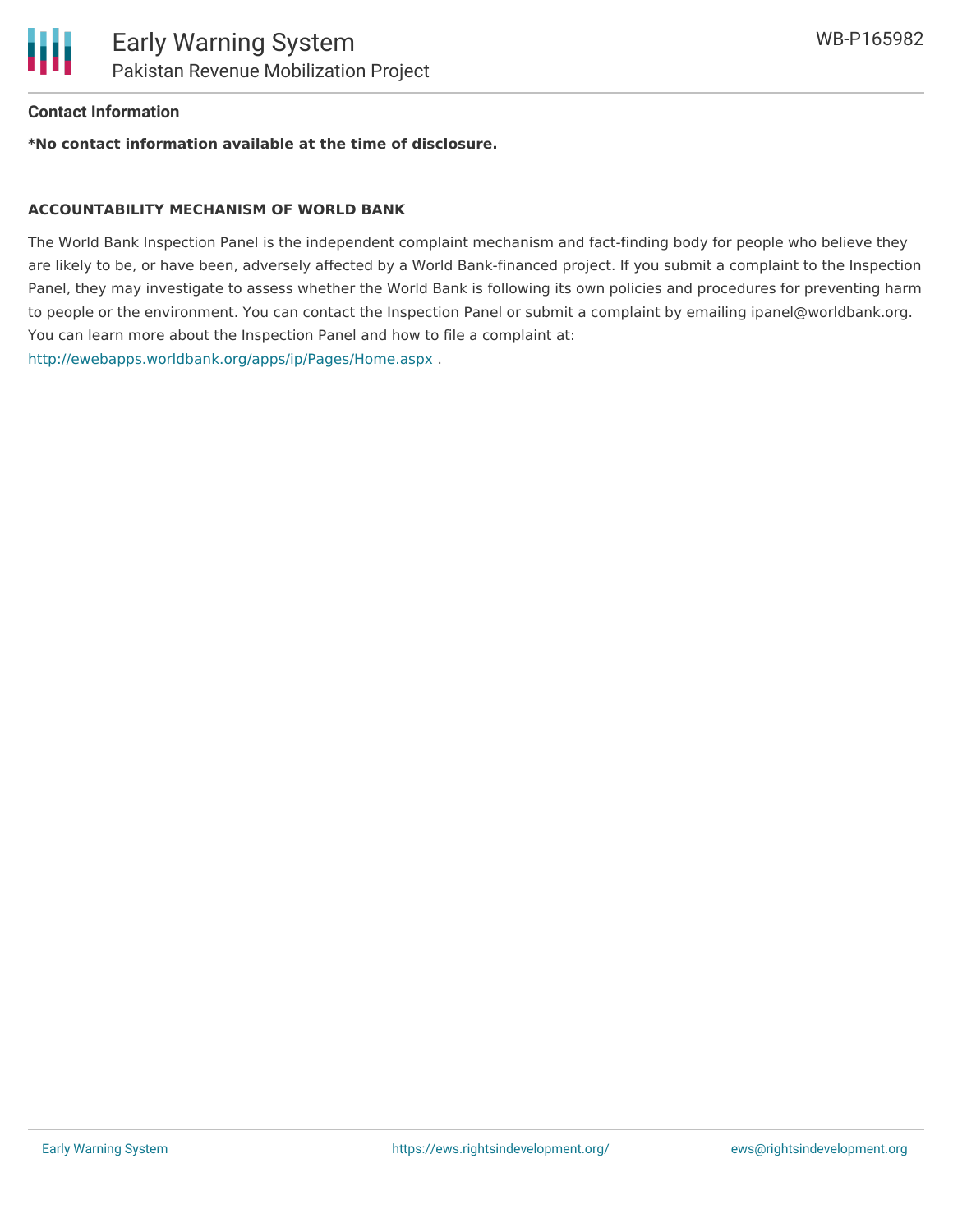## Contact Information

**\*No contact information available at the time of disclosure.**

### ACCOUNTABILITY MECHANISM OF WORLD BANK

The World Bank Inspection Panel is the independent complaint mechanism and fact-finding body for people who believe they are likely to be, or have been, adversely affected by a World Bank-financed project. If you submit a complaint to the Inspection Panel, they may investigate to assess whether the World Bank is following its own policies and procedures for preventing harm to people or the environment. You can contact the Inspection Panel or submit a complaint by emailing ipanel@worldbank.org. You can learn more about the Inspection Panel and how to file a complaint at: http://ewebapps.worldbank.org/apps/ip/Pages/Home.aspx .